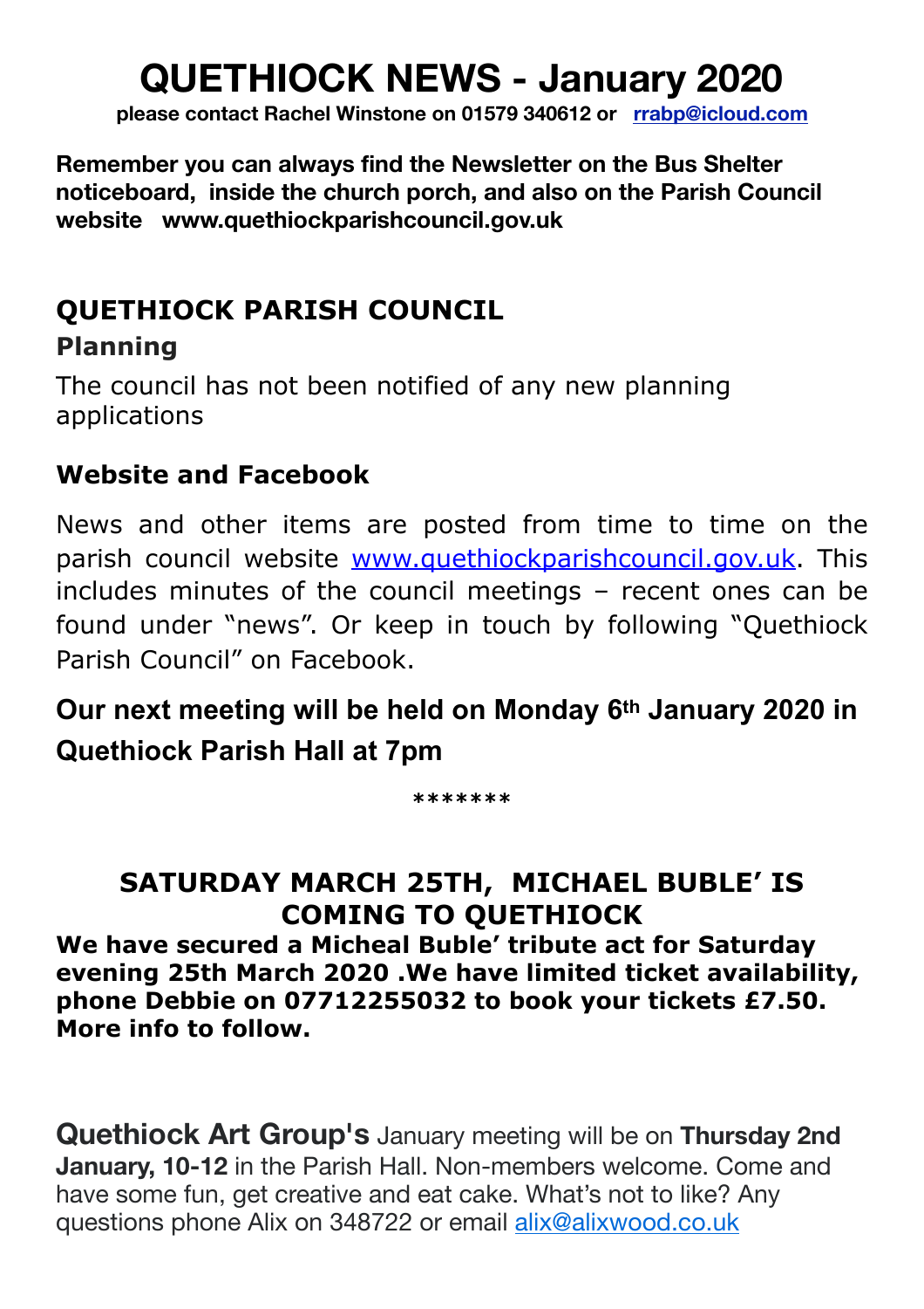// Generated on 2024-06-20 at 14:33 UTC
# QUETHIOCK NEWS - January 2020

**please contact Rachel Winstone on 01579 340612 or [rrabp@icloud.com](mailto:rrabp@icloud.com)**

**Remember you can always find the Newsletter on the Bus Shelter noticeboard, inside the church porch, and also on the Parish Council website www.quethiockparishcouncil.gov.uk**

## QUETHIOCK PARISH COUNCIL

### Planning

The council has not been notified of any new planning applications

### Website and Facebook

News and other items are posted from time to time on the parish council website [www.quethiockparishcouncil.gov.uk](http://www.quethiockparishcouncil.gov.uk). This includes minutes of the council meetings – recent ones can be found under "news". Or keep in touch by following "Quethiock Parish Council" on Facebook.

**Our next meeting will be held on Monday 6th January 2020 in Quethiock Parish Hall at 7pm**

*******

### SATURDAY MARCH 25TH, MICHAEL BUBLE' IS COMING TO QUETHIOCK

**We have secured a Micheal Buble' tribute act for Saturday evening 25th March 2020 .We have limited ticket availability, phone Debbie on 07712255032 to book your tickets £7.50. More info to follow.**

**Quethiock Art Group's** January meeting will be on **Thursday 2nd January, 10-12** in the Parish Hall. Non-members welcome. Come and have some fun, get creative and eat cake. What's not to like? Any questions phone Alix on 348722 or email [alix@alixwood.co.uk](mailto:alix@alixwood.co.uk)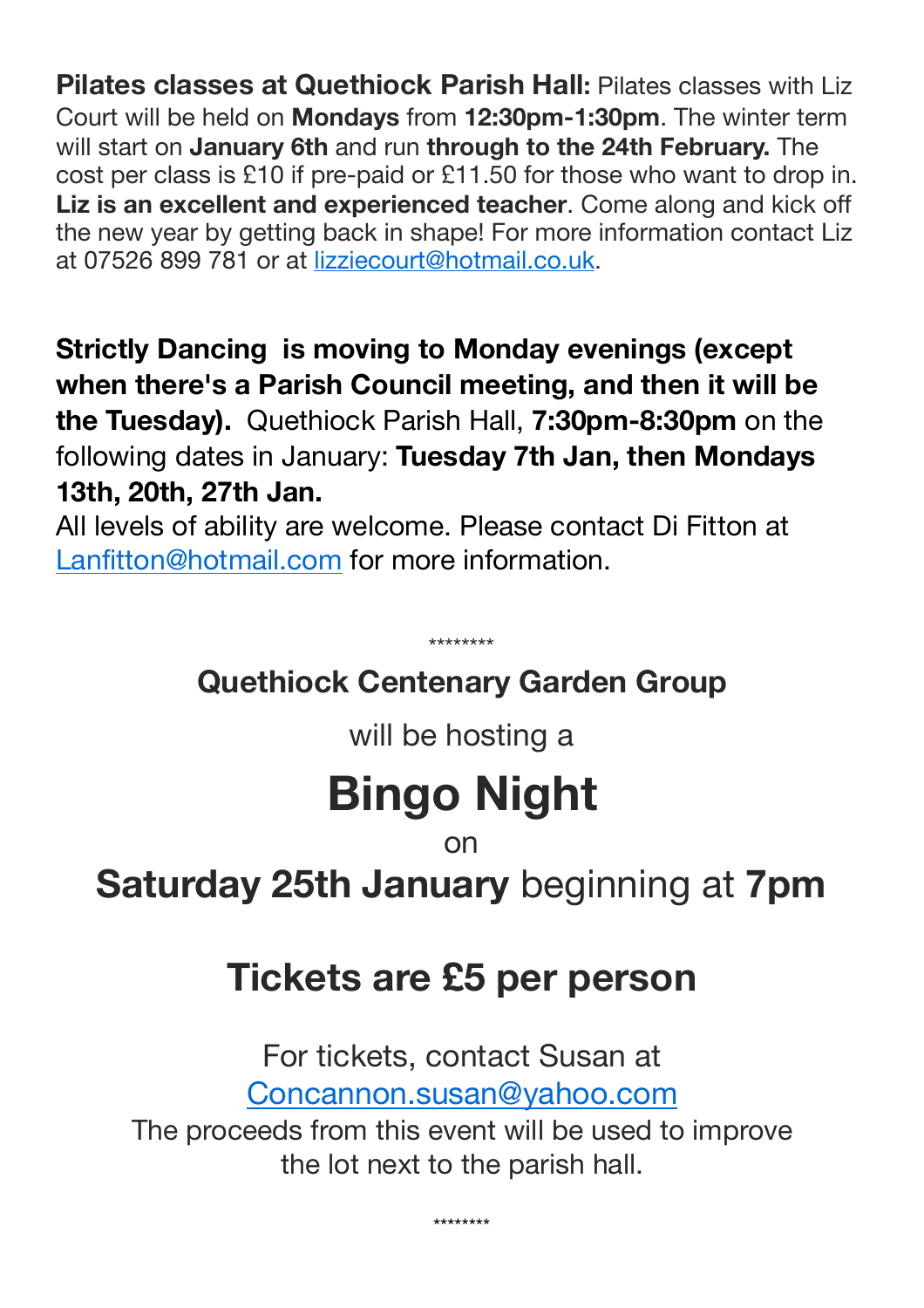**Pilates classes at Quethiock Parish Hall:** Pilates classes with Liz Court will be held on **Mondays** from **12:30pm-1:30pm**. The winter term will start on **January 6th** and run **through to the 24th February.** The cost per class is £10 if pre-paid or £11.50 for those who want to drop in. **Liz is an excellent and experienced teacher**. Come along and kick off the new year by getting back in shape! For more information contact Liz at 07526 899 781 or at lizziecourt@hotmail.co.uk.

**Strictly Dancing is moving to Monday evenings (except when there's a Parish Council meeting, and then it will be the Tuesday).** Quethiock Parish Hall, **7:30pm-8:30pm** on the following dates in January: **Tuesday 7th Jan, then Mondays 13th, 20th, 27th Jan.**

All levels of ability are welcome. Please contact Di Fitton at Lanfitton@hotmail.com for more information.

********

**Quethiock Centenary Garden Group**

will be hosting a

# Bingo Night

on

## **Saturday 25th January** beginning at **7pm**

## Tickets are £5 per person

For tickets, contact Susan at Concannon.susan@yahoo.com

The proceeds from this event will be used to improve the lot next to the parish hall.

********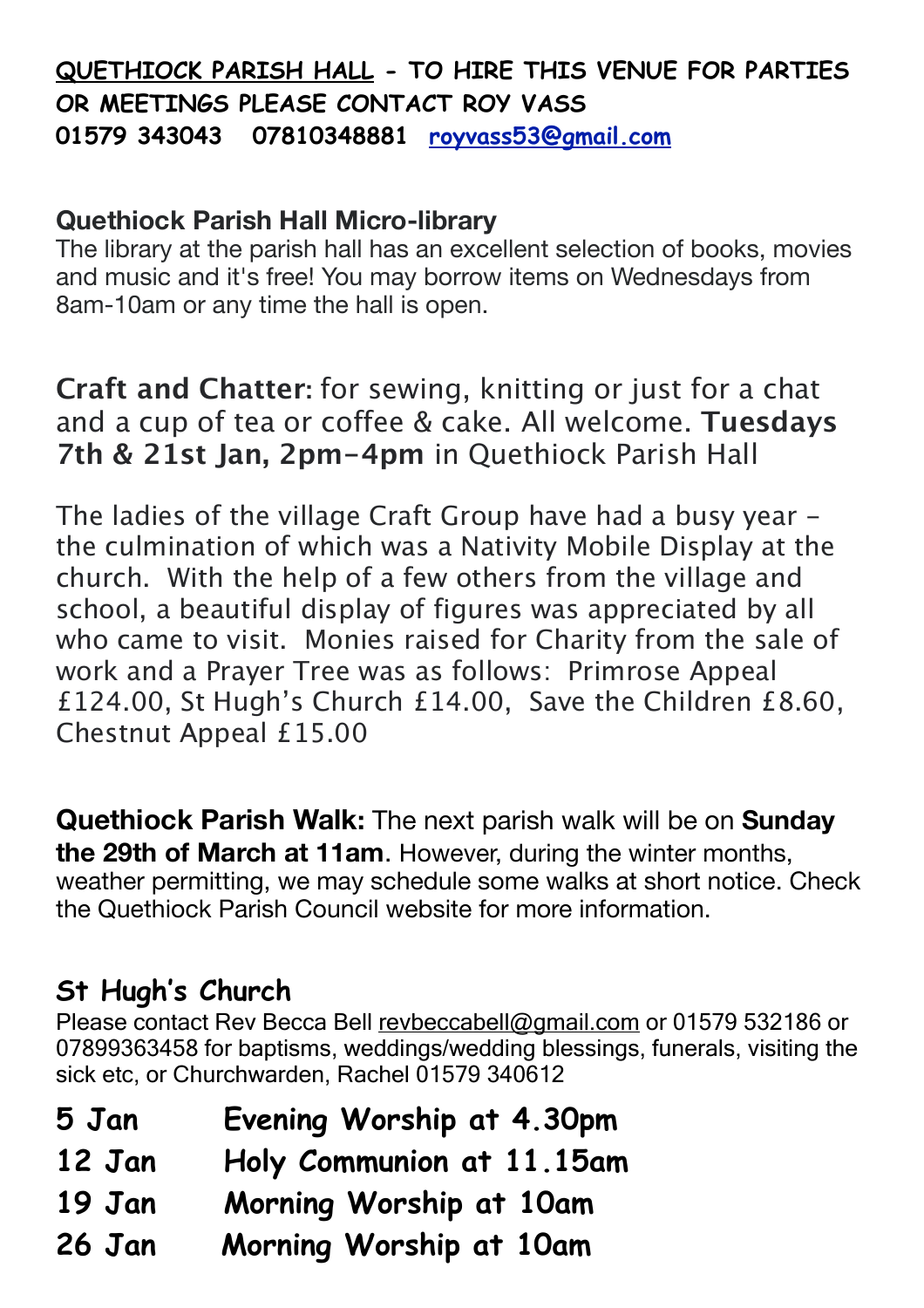**QUETHIOCK PARISH HALL - TO HIRE THIS VENUE FOR PARTIES OR MEETINGS PLEASE CONTACT ROY VASS**
**01579 343043 07810348881 [royvass53@gmail.com](mailto:royvass53@gmail.com)**

**Quethiock Parish Hall Micro-library**
The library at the parish hall has an excellent selection of books, movies and music and it's free! You may borrow items on Wednesdays from 8am-10am or any time the hall is open.

**Craft and Chatter:** for sewing, knitting or just for a chat and a cup of tea or coffee & cake. All welcome. **Tuesdays 7th & 21st Jan, 2pm-4pm** in Quethiock Parish Hall

The ladies of the village Craft Group have had a busy year - the culmination of which was a Nativity Mobile Display at the church. With the help of a few others from the village and school, a beautiful display of figures was appreciated by all who came to visit. Monies raised for Charity from the sale of work and a Prayer Tree was as follows: Primrose Appeal £124.00, St Hugh's Church £14.00, Save the Children £8.60, Chestnut Appeal £15.00

**Quethiock Parish Walk:** The next parish walk will be on **Sunday the 29th of March at 11am**. However, during the winter months, weather permitting, we may schedule some walks at short notice. Check the Quethiock Parish Council website for more information.

## St Hugh's Church

Please contact Rev Becca Bell revbeccabell@gmail.com or 01579 532186 or 07899363458 for baptisms, weddings/wedding blessings, funerals, visiting the sick etc, or Churchwarden, Rachel 01579 340612

**5 Jan** Evening Worship at 4.30pm
**12 Jan** Holy Communion at 11.15am
**19 Jan** Morning Worship at 10am
**26 Jan** Morning Worship at 10am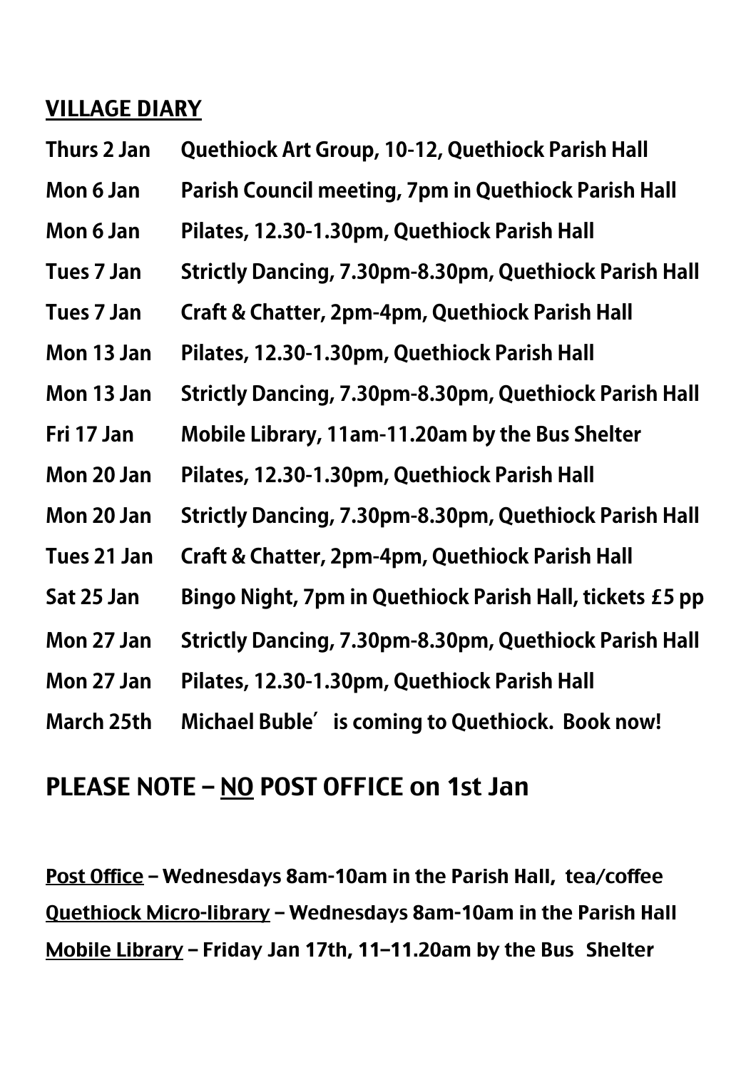## VILLAGE DIARY

| | |
|---|---|
| **Thurs 2 Jan** | **Quethiock Art Group, 10-12, Quethiock Parish Hall** |
| **Mon 6 Jan** | **Parish Council meeting, 7pm in Quethiock Parish Hall** |
| **Mon 6 Jan** | **Pilates, 12.30-1.30pm, Quethiock Parish Hall** |
| **Tues 7 Jan** | **Strictly Dancing, 7.30pm-8.30pm, Quethiock Parish Hall** |
| **Tues 7 Jan** | **Craft & Chatter, 2pm-4pm, Quethiock Parish Hall** |
| **Mon 13 Jan** | **Pilates, 12.30-1.30pm, Quethiock Parish Hall** |
| **Mon 13 Jan** | **Strictly Dancing, 7.30pm-8.30pm, Quethiock Parish Hall** |
| **Fri 17 Jan** | **Mobile Library, 11am-11.20am by the Bus Shelter** |
| **Mon 20 Jan** | **Pilates, 12.30-1.30pm, Quethiock Parish Hall** |
| **Mon 20 Jan** | **Strictly Dancing, 7.30pm-8.30pm, Quethiock Parish Hall** |
| **Tues 21 Jan** | **Craft & Chatter, 2pm-4pm, Quethiock Parish Hall** |
| **Sat 25 Jan** | **Bingo Night, 7pm in Quethiock Parish Hall, tickets £5 pp** |
| **Mon 27 Jan** | **Strictly Dancing, 7.30pm-8.30pm, Quethiock Parish Hall** |
| **Mon 27 Jan** | **Pilates, 12.30-1.30pm, Quethiock Parish Hall** |
| **March 25th** | **Michael Buble' is coming to Quethiock. Book now!** |

## PLEASE NOTE – NO POST OFFICE on 1st Jan

**Post Office – Wednesdays 8am-10am in the Parish Hall, tea/coffee**

**Quethiock Micro-library – Wednesdays 8am-10am in the Parish Hall**

**Mobile Library – Friday Jan 17th, 11–11.20am by the Bus Shelter**